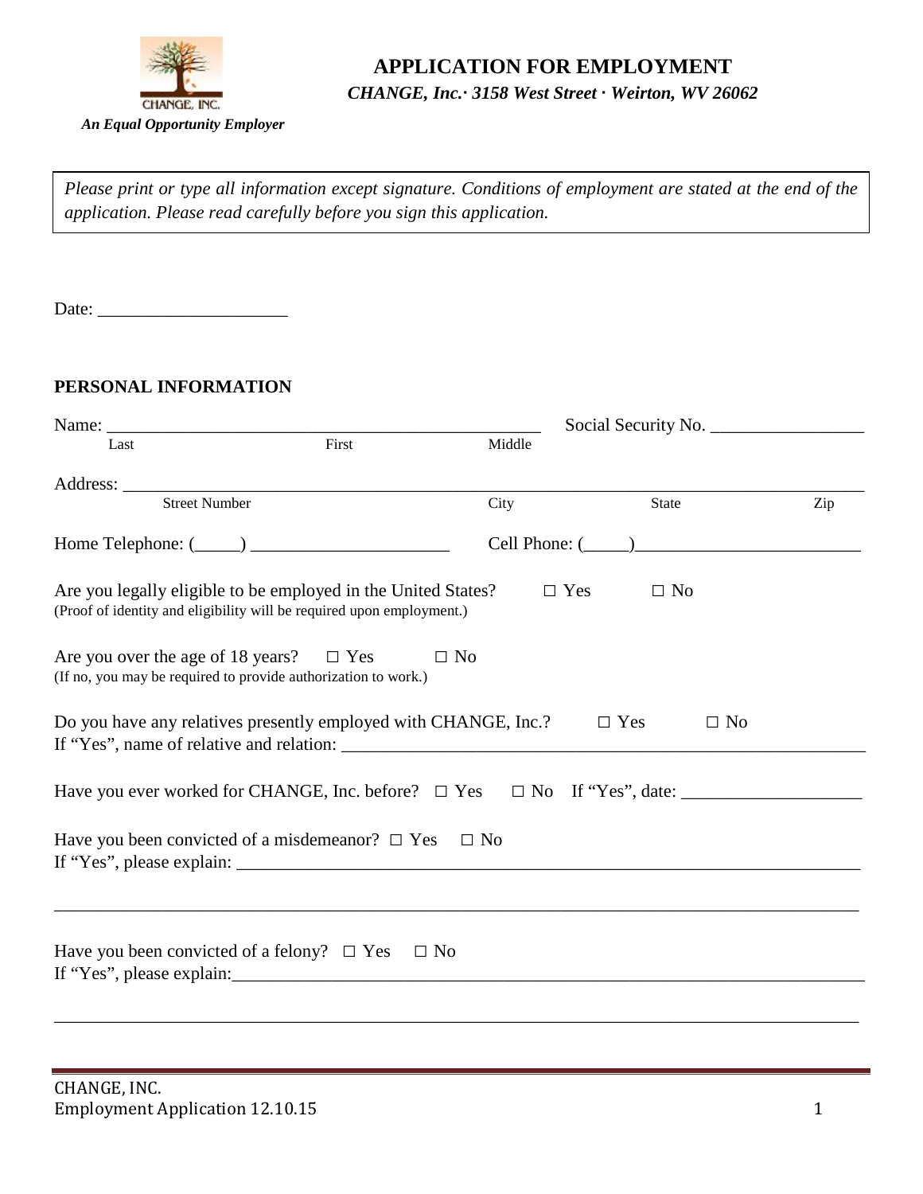# APPLICATION FOR EMPLOYMENT

*CHANGE, Inc.· 3158 West Street · Weirton, WV 26062*

*An Equal Opportunity Employer*

*Please print or type all information except signature. Conditions of employment are stated at the end of the application. Please read carefully before you sign this application.*

Date: ____________________

## PERSONAL INFORMATION

Name: ______________________________________________ Social Security No. ________________

Last First Middle

Address: ___________________________________________________________________________

Street Number City State Zip

Home Telephone: (_____) ______________________ Cell Phone: (_____)________________________

Are you legally eligible to be employed in the United States? ☐ Yes ☐ No
(Proof of identity and eligibility will be required upon employment.)

Are you over the age of 18 years? ☐ Yes ☐ No
(If no, you may be required to provide authorization to work.)

Do you have any relatives presently employed with CHANGE, Inc.? ☐ Yes ☐ No
If "Yes", name of relative and relation: ____________________________________________________

Have you ever worked for CHANGE, Inc. before? ☐ Yes ☐ No If "Yes", date: ___________________

Have you been convicted of a misdemeanor? ☐ Yes ☐ No
If "Yes", please explain: _______________________________________________________________

_________________________________________________________________________________

Have you been convicted of a felony? ☐ Yes ☐ No
If "Yes", please explain:_______________________________________________________________

_________________________________________________________________________________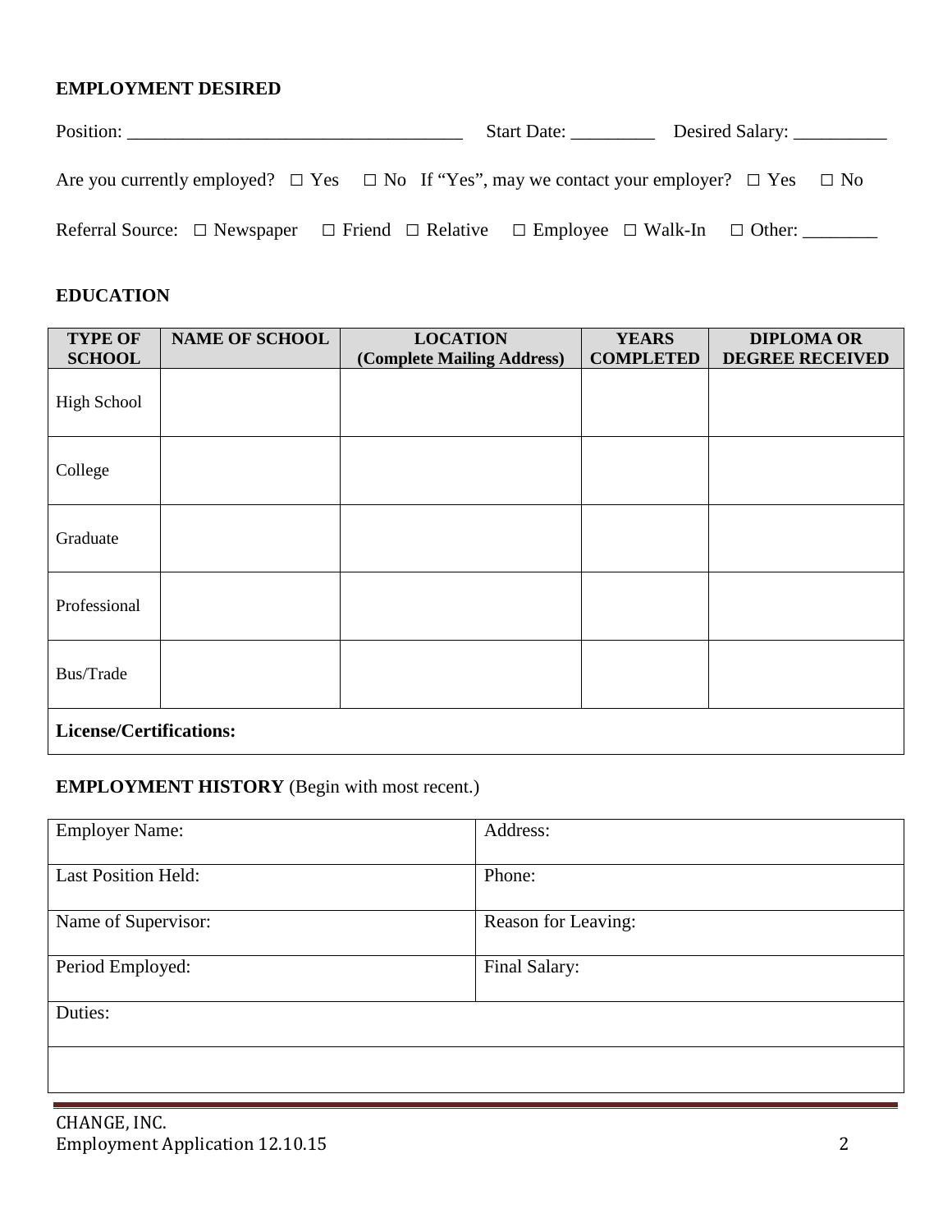## EMPLOYMENT DESIRED

Position: ____________________________________ Start Date: _________ Desired Salary: __________

Are you currently employed? ☐ Yes ☐ No If "Yes", may we contact your employer? ☐ Yes ☐ No

Referral Source: ☐ Newspaper ☐ Friend ☐ Relative ☐ Employee ☐ Walk-In ☐ Other: ________

## EDUCATION

| TYPE OF SCHOOL | NAME OF SCHOOL | LOCATION (Complete Mailing Address) | YEARS COMPLETED | DIPLOMA OR DEGREE RECEIVED |
|---|---|---|---|---|
| High School | | | | |
| College | | | | |
| Graduate | | | | |
| Professional | | | | |
| Bus/Trade | | | | |
| **License/Certifications:** | | | | |

## EMPLOYMENT HISTORY (Begin with most recent.)

| | |
|---|---|
| Employer Name: | Address: |
| Last Position Held: | Phone: |
| Name of Supervisor: | Reason for Leaving: |
| Period Employed: | Final Salary: |
| Duties: | |
| | |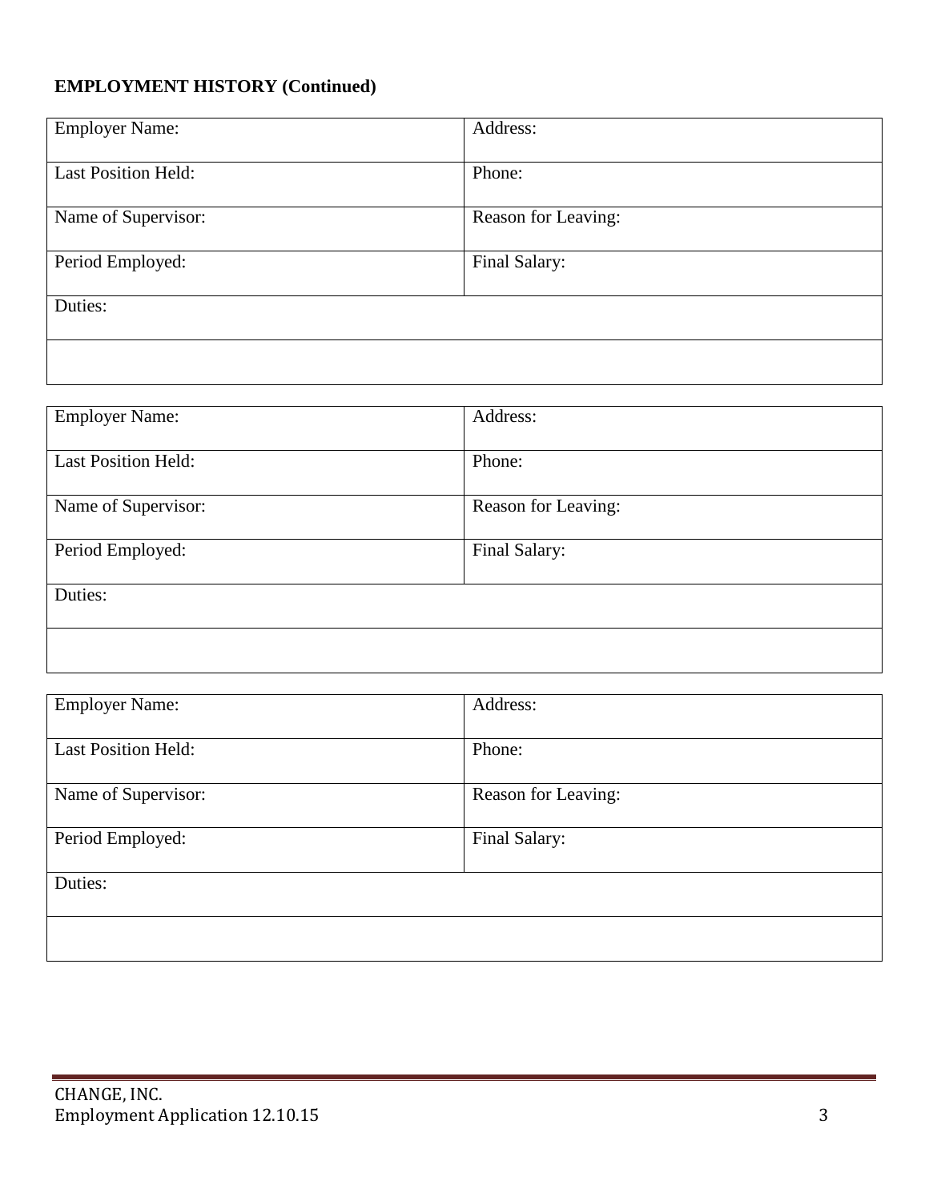**EMPLOYMENT HISTORY (Continued)**

| Employer Name: | Address: |
|---|---|
| Last Position Held: | Phone: |
| Name of Supervisor: | Reason for Leaving: |
| Period Employed: | Final Salary: |
| Duties: | |
| | |

| Employer Name: | Address: |
|---|---|
| Last Position Held: | Phone: |
| Name of Supervisor: | Reason for Leaving: |
| Period Employed: | Final Salary: |
| Duties: | |
| | |

| Employer Name: | Address: |
|---|---|
| Last Position Held: | Phone: |
| Name of Supervisor: | Reason for Leaving: |
| Period Employed: | Final Salary: |
| Duties: | |
| | |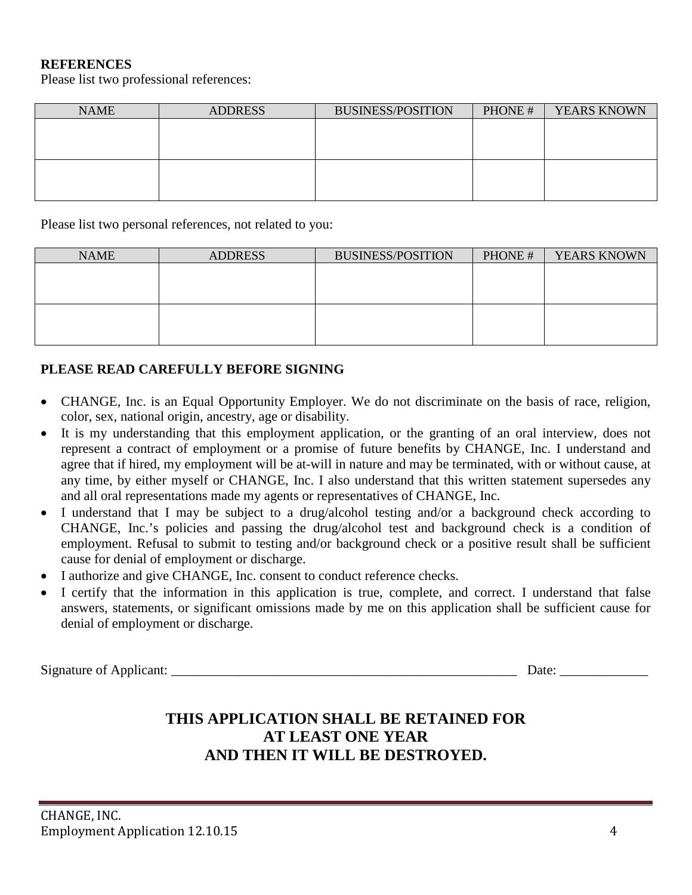**REFERENCES**

Please list two professional references:

| NAME | ADDRESS | BUSINESS/POSITION | PHONE # | YEARS KNOWN |
|---|---|---|---|---|
| | | | | |
| | | | | |

Please list two personal references, not related to you:

| NAME | ADDRESS | BUSINESS/POSITION | PHONE # | YEARS KNOWN |
|---|---|---|---|---|
| | | | | |
| | | | | |

**PLEASE READ CAREFULLY BEFORE SIGNING**

- CHANGE, Inc. is an Equal Opportunity Employer. We do not discriminate on the basis of race, religion, color, sex, national origin, ancestry, age or disability.
- It is my understanding that this employment application, or the granting of an oral interview, does not represent a contract of employment or a promise of future benefits by CHANGE, Inc. I understand and agree that if hired, my employment will be at-will in nature and may be terminated, with or without cause, at any time, by either myself or CHANGE, Inc. I also understand that this written statement supersedes any and all oral representations made my agents or representatives of CHANGE, Inc.
- I understand that I may be subject to a drug/alcohol testing and/or a background check according to CHANGE, Inc.'s policies and passing the drug/alcohol test and background check is a condition of employment. Refusal to submit to testing and/or background check or a positive result shall be sufficient cause for denial of employment or discharge.
- I authorize and give CHANGE, Inc. consent to conduct reference checks.
- I certify that the information in this application is true, complete, and correct. I understand that false answers, statements, or significant omissions made by me on this application shall be sufficient cause for denial of employment or discharge.

Signature of Applicant: _____________________________________________________ Date: _____________

**THIS APPLICATION SHALL BE RETAINED FOR AT LEAST ONE YEAR AND THEN IT WILL BE DESTROYED.**